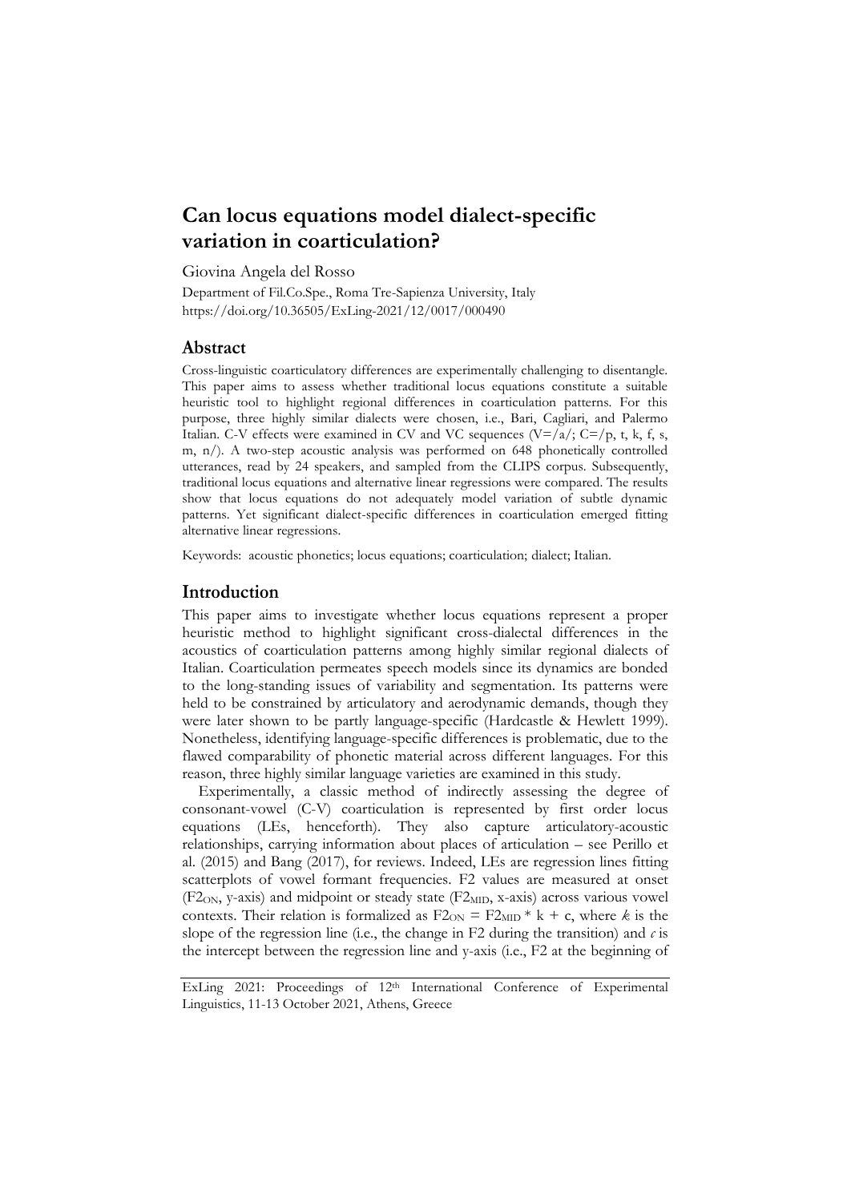# Can locus equations model dialect-specific variation in coarticulation?

Giovina Angela del Rosso

Department of Fil.Co.Spe., Roma Tre-Sapienza University, Italy
https://doi.org/10.36505/ExLing-2021/12/0017/000490

## Abstract

Cross-linguistic coarticulatory differences are experimentally challenging to disentangle. This paper aims to assess whether traditional locus equations constitute a suitable heuristic tool to highlight regional differences in coarticulation patterns. For this purpose, three highly similar dialects were chosen, i.e., Bari, Cagliari, and Palermo Italian. C-V effects were examined in CV and VC sequences (V=/a/; C=/p, t, k, f, s, m, n/). A two-step acoustic analysis was performed on 648 phonetically controlled utterances, read by 24 speakers, and sampled from the CLIPS corpus. Subsequently, traditional locus equations and alternative linear regressions were compared. The results show that locus equations do not adequately model variation of subtle dynamic patterns. Yet significant dialect-specific differences in coarticulation emerged fitting alternative linear regressions.

Keywords: acoustic phonetics; locus equations; coarticulation; dialect; Italian.

## Introduction

This paper aims to investigate whether locus equations represent a proper heuristic method to highlight significant cross-dialectal differences in the acoustics of coarticulation patterns among highly similar regional dialects of Italian. Coarticulation permeates speech models since its dynamics are bonded to the long-standing issues of variability and segmentation. Its patterns were held to be constrained by articulatory and aerodynamic demands, though they were later shown to be partly language-specific (Hardcastle & Hewlett 1999). Nonetheless, identifying language-specific differences is problematic, due to the flawed comparability of phonetic material across different languages. For this reason, three highly similar language varieties are examined in this study.

Experimentally, a classic method of indirectly assessing the degree of consonant-vowel (C-V) coarticulation is represented by first order locus equations (LEs, henceforth). They also capture articulatory-acoustic relationships, carrying information about places of articulation – see Perillo et al. (2015) and Bang (2017), for reviews. Indeed, LEs are regression lines fitting scatterplots of vowel formant frequencies. F2 values are measured at onset ($F2_{ON}$, y-axis) and midpoint or steady state ($F2_{MID}$, x-axis) across various vowel contexts. Their relation is formalized as $F2_{ON} = F2_{MID} * k + c$, where *k* is the slope of the regression line (i.e., the change in F2 during the transition) and *c* is the intercept between the regression line and y-axis (i.e., F2 at the beginning of

ExLing 2021: Proceedings of 12th International Conference of Experimental Linguistics, 11-13 October 2021, Athens, Greece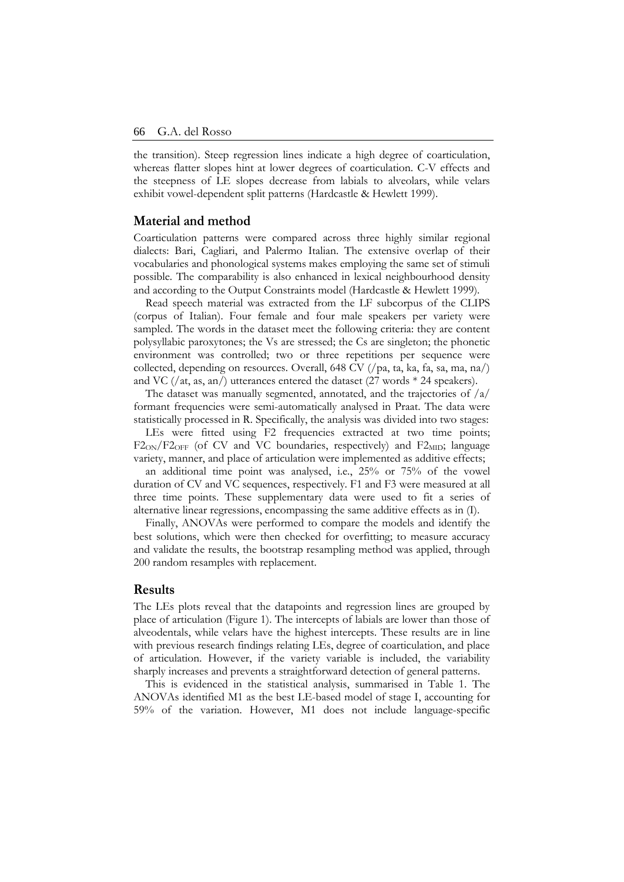the transition). Steep regression lines indicate a high degree of coarticulation, whereas flatter slopes hint at lower degrees of coarticulation. C-V effects and the steepness of LE slopes decrease from labials to alveolars, while velars exhibit vowel-dependent split patterns (Hardcastle & Hewlett 1999).

## Material and method

Coarticulation patterns were compared across three highly similar regional dialects: Bari, Cagliari, and Palermo Italian. The extensive overlap of their vocabularies and phonological systems makes employing the same set of stimuli possible. The comparability is also enhanced in lexical neighbourhood density and according to the Output Constraints model (Hardcastle & Hewlett 1999).

Read speech material was extracted from the LF subcorpus of the CLIPS (corpus of Italian). Four female and four male speakers per variety were sampled. The words in the dataset meet the following criteria: they are content polysyllabic paroxytones; the Vs are stressed; the Cs are singleton; the phonetic environment was controlled; two or three repetitions per sequence were collected, depending on resources. Overall, 648 CV (/pa, ta, ka, fa, sa, ma, na/) and VC (/at, as, an/) utterances entered the dataset (27 words * 24 speakers).

The dataset was manually segmented, annotated, and the trajectories of /a/ formant frequencies were semi-automatically analysed in Praat. The data were statistically processed in R. Specifically, the analysis was divided into two stages:

LEs were fitted using F2 frequencies extracted at two time points; $F2_{ON}/F2_{OFF}$ (of CV and VC boundaries, respectively) and $F2_{MID}$; language variety, manner, and place of articulation were implemented as additive effects;

an additional time point was analysed, i.e., 25% or 75% of the vowel duration of CV and VC sequences, respectively. F1 and F3 were measured at all three time points. These supplementary data were used to fit a series of alternative linear regressions, encompassing the same additive effects as in (I).

Finally, ANOVAs were performed to compare the models and identify the best solutions, which were then checked for overfitting; to measure accuracy and validate the results, the bootstrap resampling method was applied, through 200 random resamples with replacement.

## Results

The LEs plots reveal that the datapoints and regression lines are grouped by place of articulation (Figure 1). The intercepts of labials are lower than those of alveodentals, while velars have the highest intercepts. These results are in line with previous research findings relating LEs, degree of coarticulation, and place of articulation. However, if the variety variable is included, the variability sharply increases and prevents a straightforward detection of general patterns.

This is evidenced in the statistical analysis, summarised in Table 1. The ANOVAs identified M1 as the best LE-based model of stage I, accounting for 59% of the variation. However, M1 does not include language-specific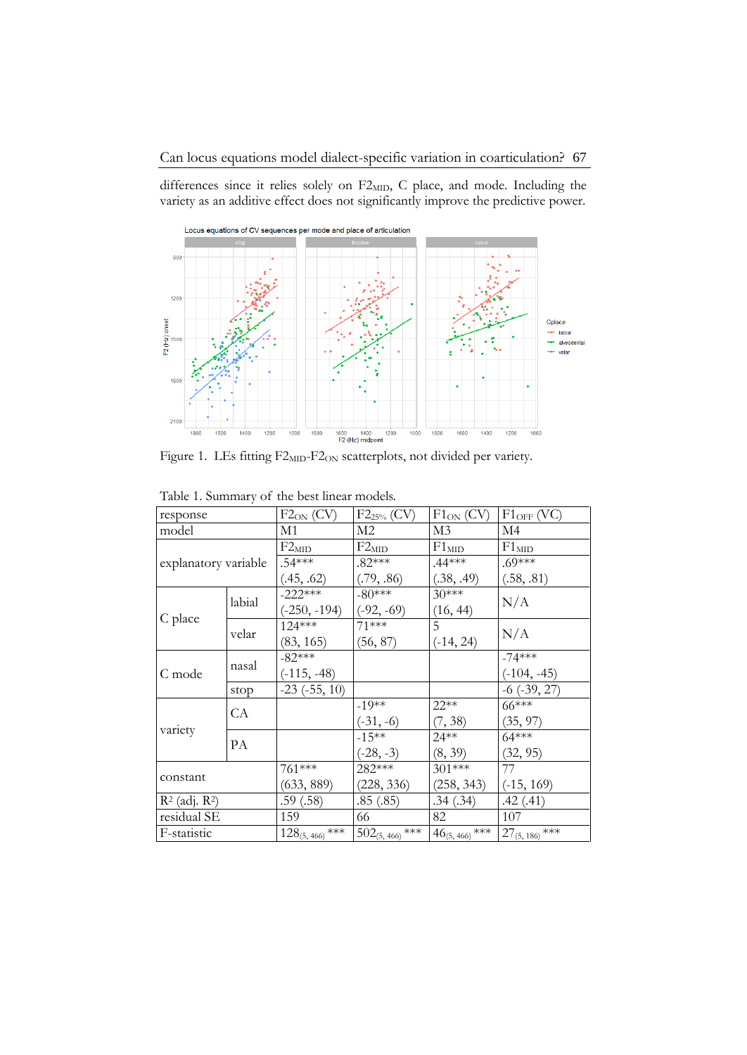differences since it relies solely on $F2_{MID}$, C place, and mode. Including the variety as an additive effect does not significantly improve the predictive power.

Figure 1. LEs fitting $F2_{MID}$-$F2_{ON}$ scatterplots, not divided per variety.

Table 1. Summary of the best linear models.

| response | | $F2_{ON}$ (CV) | $F2_{25\%}$ (CV) | $F1_{ON}$ (CV) | $F1_{OFF}$ (VC) |
|---|---|---|---|---|---|
| model | | M1 | M2 | M3 | M4 |
| explanatory variable | | $F2_{MID}$ | $F2_{MID}$ | $F1_{MID}$ | $F1_{MID}$ |
| | | .54*** (.45, .62) | .82*** (.79, .86) | .44*** (.38, .49) | .69*** (.58, .81) |
| C place | labial | -222*** (-250, -194) | -80*** (-92, -69) | 30*** (16, 44) | N/A |
| | velar | 124*** (83, 165) | 71*** (56, 87) | 5 (-14, 24) | N/A |
| C mode | nasal | -82*** (-115, -48) | | | -74*** (-104, -45) |
| | stop | -23 (-55, 10) | | | -6 (-39, 27) |
| variety | CA | | -19** (-31, -6) | 22** (7, 38) | 66*** (35, 97) |
| | PA | | -15** (-28, -3) | 24** (8, 39) | 64*** (32, 95) |
| constant | | 761*** (633, 889) | 282*** (228, 336) | 301*** (258, 343) | 77 (-15, 169) |
| $R^2$ (adj. $R^2$) | | .59 (.58) | .85 (.85) | .34 (.34) | .42 (.41) |
| residual SE | | 159 | 66 | 82 | 107 |
| F-statistic | | $128_{(5,\ 466)}$ *** | $502_{(5,\ 466)}$ *** | $46_{(5,\ 466)}$ *** | $27_{(5,\ 186)}$ *** |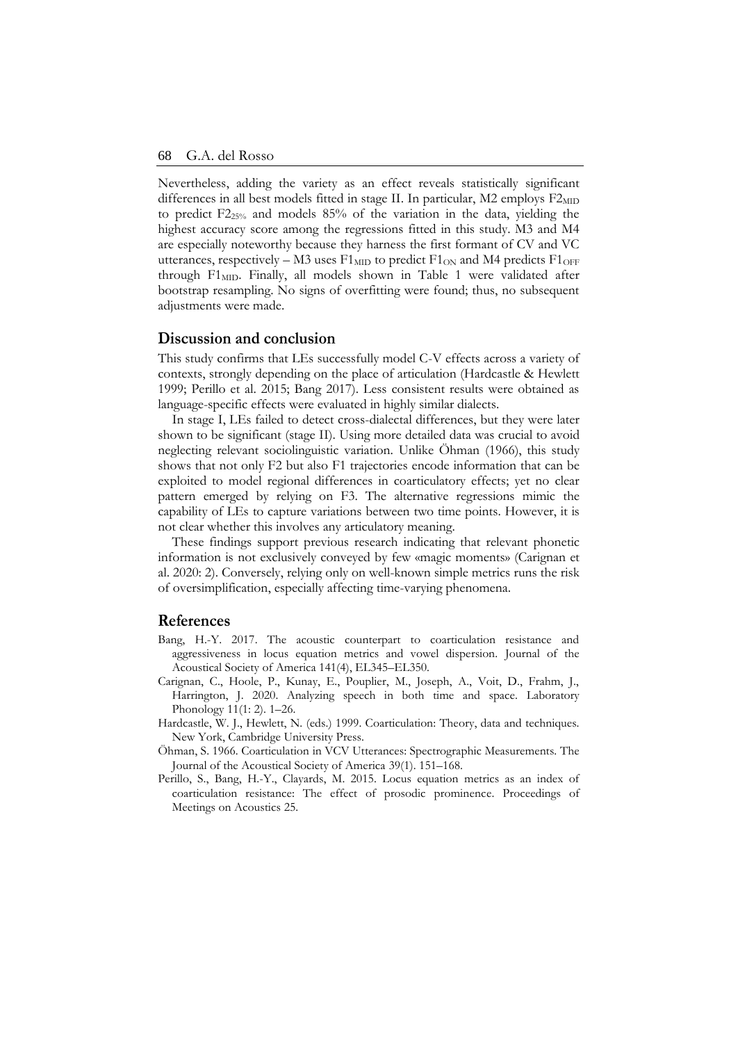Nevertheless, adding the variety as an effect reveals statistically significant differences in all best models fitted in stage II. In particular, M2 employs $F2_{MID}$ to predict $F2_{25\%}$ and models 85% of the variation in the data, yielding the highest accuracy score among the regressions fitted in this study. M3 and M4 are especially noteworthy because they harness the first formant of CV and VC utterances, respectively – M3 uses $F1_{MID}$ to predict $F1_{ON}$ and M4 predicts $F1_{OFF}$ through $F1_{MID}$. Finally, all models shown in Table 1 were validated after bootstrap resampling. No signs of overfitting were found; thus, no subsequent adjustments were made.

## Discussion and conclusion

This study confirms that LEs successfully model C-V effects across a variety of contexts, strongly depending on the place of articulation (Hardcastle & Hewlett 1999; Perillo et al. 2015; Bang 2017). Less consistent results were obtained as language-specific effects were evaluated in highly similar dialects.

In stage I, LEs failed to detect cross-dialectal differences, but they were later shown to be significant (stage II). Using more detailed data was crucial to avoid neglecting relevant sociolinguistic variation. Unlike Öhman (1966), this study shows that not only F2 but also F1 trajectories encode information that can be exploited to model regional differences in coarticulatory effects; yet no clear pattern emerged by relying on F3. The alternative regressions mimic the capability of LEs to capture variations between two time points. However, it is not clear whether this involves any articulatory meaning.

These findings support previous research indicating that relevant phonetic information is not exclusively conveyed by few «magic moments» (Carignan et al. 2020: 2). Conversely, relying only on well-known simple metrics runs the risk of oversimplification, especially affecting time-varying phenomena.

## References

Bang, H.-Y. 2017. The acoustic counterpart to coarticulation resistance and aggressiveness in locus equation metrics and vowel dispersion. Journal of the Acoustical Society of America 141(4), EL345–EL350.

Carignan, C., Hoole, P., Kunay, E., Pouplier, M., Joseph, A., Voit, D., Frahm, J., Harrington, J. 2020. Analyzing speech in both time and space. Laboratory Phonology 11(1: 2). 1–26.

Hardcastle, W. J., Hewlett, N. (eds.) 1999. Coarticulation: Theory, data and techniques. New York, Cambridge University Press.

Öhman, S. 1966. Coarticulation in VCV Utterances: Spectrographic Measurements. The Journal of the Acoustical Society of America 39(1). 151–168.

Perillo, S., Bang, H.-Y., Clayards, M. 2015. Locus equation metrics as an index of coarticulation resistance: The effect of prosodic prominence. Proceedings of Meetings on Acoustics 25.